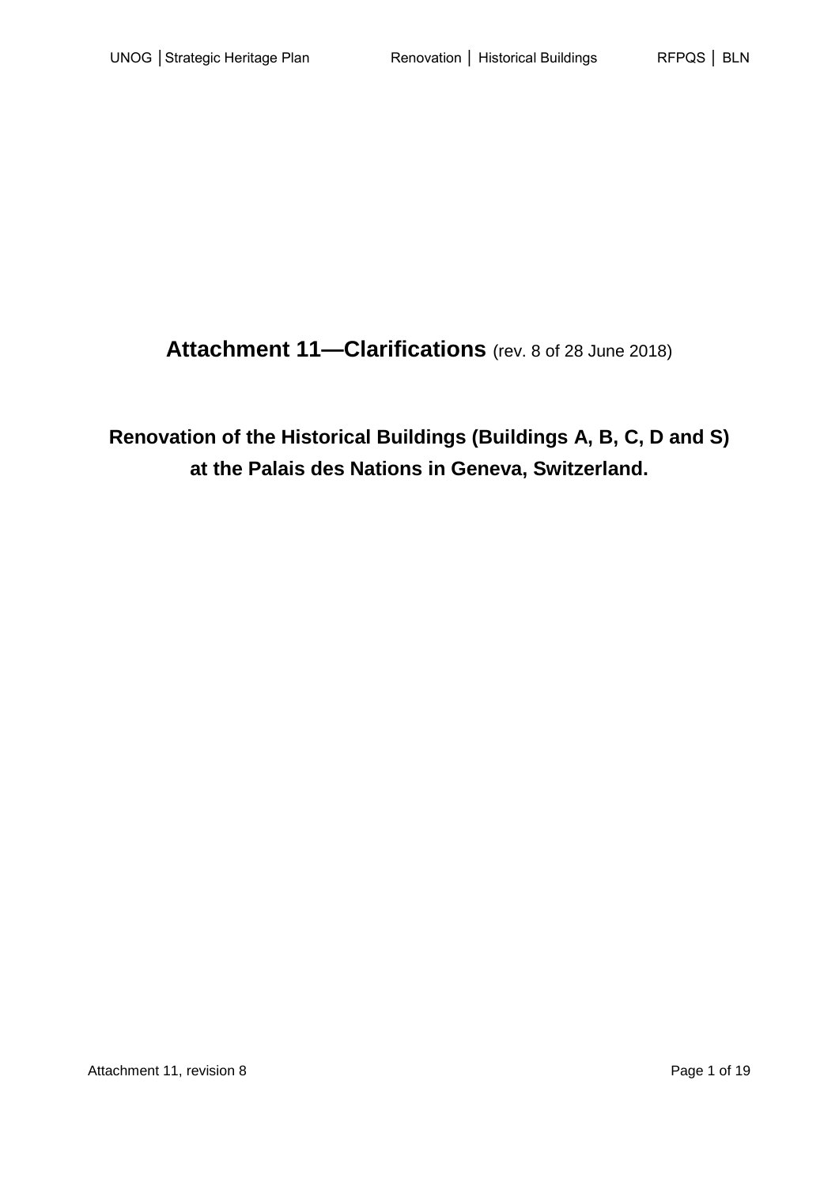# Attachment 11—Clarifications (rev. 8 of 28 June 2018)

## Renovation of the Historical Buildings (Buildings A, B, C, D and S) at the Palais des Nations in Geneva, Switzerland.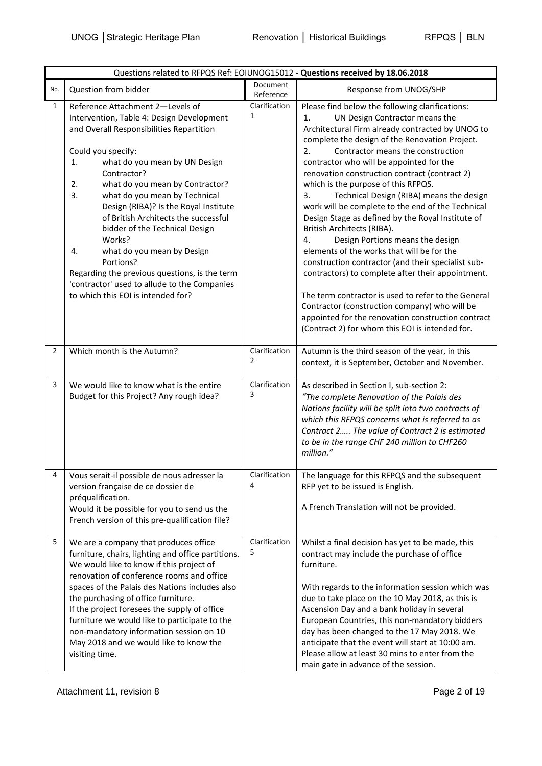| Questions related to RFPQS Ref: EOIUNOG15012 - **Questions received by 18.06.2018** | | | |
|---|---|---|---|
| No. | Question from bidder | Document Reference | Response from UNOG/SHP |
| 1 | Reference Attachment 2—Levels of Intervention, Table 4: Design Development and Overall Responsibilities Repartition<br><br>Could you specify:<br>1. what do you mean by UN Design Contractor?<br>2. what do you mean by Contractor?<br>3. what do you mean by Technical Design (RIBA)? Is the Royal Institute of British Architects the successful bidder of the Technical Design Works?<br>4. what do you mean by Design Portions?<br>Regarding the previous questions, is the term 'contractor' used to allude to the Companies to which this EOI is intended for? | Clarification 1 | Please find below the following clarifications:<br>1. UN Design Contractor means the Architectural Firm already contracted by UNOG to complete the design of the Renovation Project.<br>2. Contractor means the construction contractor who will be appointed for the renovation construction contract (contract 2) which is the purpose of this RFPQS.<br>3. Technical Design (RIBA) means the design work will be complete to the end of the Technical Design Stage as defined by the Royal Institute of British Architects (RIBA).<br>4. Design Portions means the design elements of the works that will be for the construction contractor (and their specialist sub-contractors) to complete after their appointment.<br><br>The term contractor is used to refer to the General Contractor (construction company) who will be appointed for the renovation construction contract (Contract 2) for whom this EOI is intended for. |
| 2 | Which month is the Autumn? | Clarification 2 | Autumn is the third season of the year, in this context, it is September, October and November. |
| 3 | We would like to know what is the entire Budget for this Project? Any rough idea? | Clarification 3 | As described in Section I, sub-section 2:<br>*"The complete Renovation of the Palais des Nations facility will be split into two contracts of which this RFPQS concerns what is referred to as Contract 2….. The value of Contract 2 is estimated to be in the range CHF 240 million to CHF260 million."* |
| 4 | Vous serait-il possible de nous adresser la version française de ce dossier de préqualification.<br>Would it be possible for you to send us the French version of this pre-qualification file? | Clarification 4 | The language for this RFPQS and the subsequent RFP yet to be issued is English.<br><br>A French Translation will not be provided. |
| 5 | We are a company that produces office furniture, chairs, lighting and office partitions. We would like to know if this project of renovation of conference rooms and office spaces of the Palais des Nations includes also the purchasing of office furniture.<br>If the project foresees the supply of office furniture we would like to participate to the non-mandatory information session on 10 May 2018 and we would like to know the visiting time. | Clarification 5 | Whilst a final decision has yet to be made, this contract may include the purchase of office furniture.<br><br>With regards to the information session which was due to take place on the 10 May 2018, as this is Ascension Day and a bank holiday in several European Countries, this non-mandatory bidders day has been changed to the 17 May 2018. We anticipate that the event will start at 10:00 am. Please allow at least 30 mins to enter from the main gate in advance of the session. |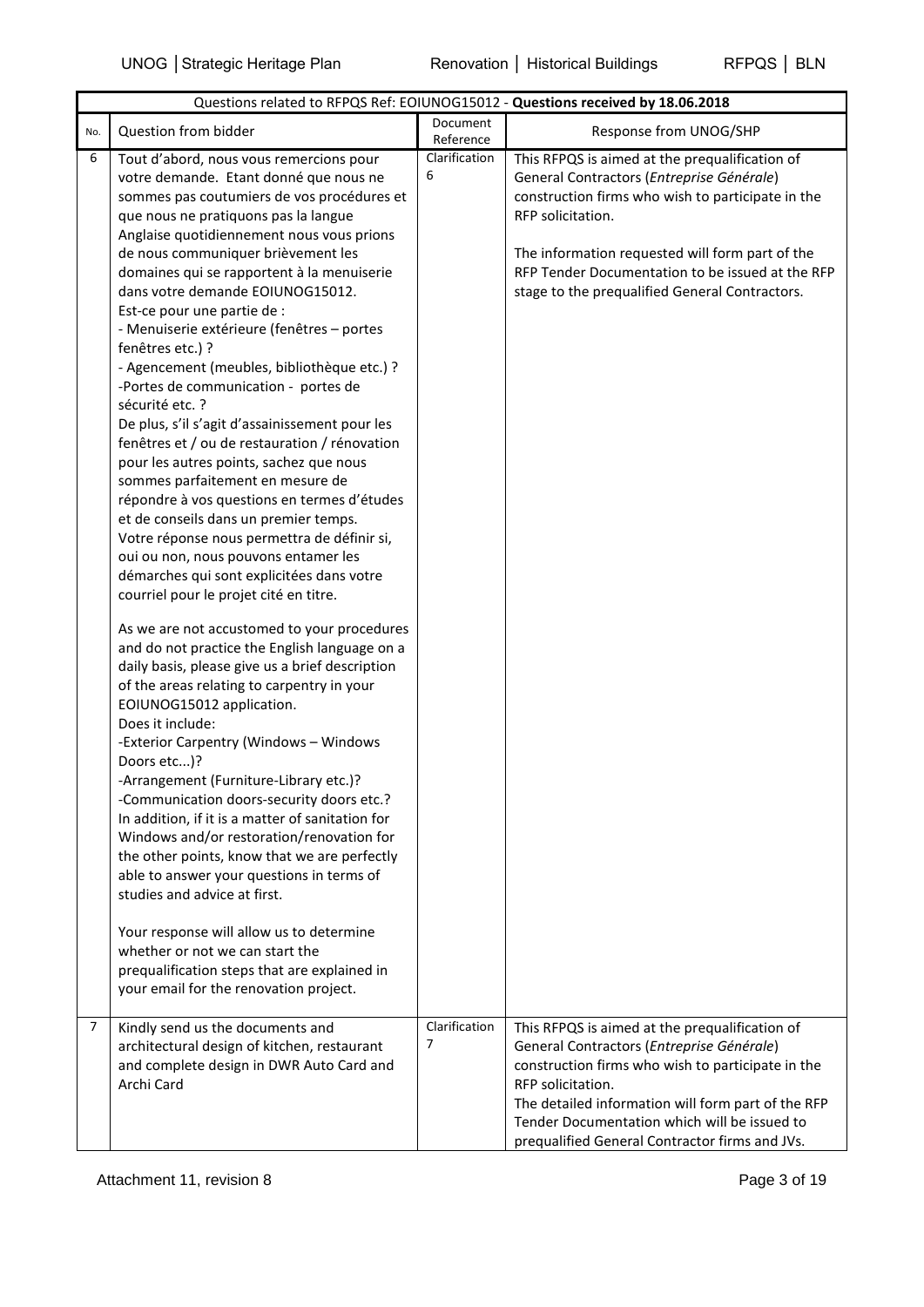| Questions related to RFPQS Ref: EOIUNOG15012 - **Questions received by 18.06.2018** | | | |
|---|---|---|---|
| No. | Question from bidder | Document Reference | Response from UNOG/SHP |
| 6 | Tout d'abord, nous vous remercions pour votre demande. Etant donné que nous ne sommes pas coutumiers de vos procédures et que nous ne pratiquons pas la langue Anglaise quotidiennement nous vous prions de nous communiquer brièvement les domaines qui se rapportent à la menuiserie dans votre demande EOIUNOG15012.<br>Est-ce pour une partie de :<br>- Menuiserie extérieure (fenêtres – portes fenêtres etc.) ?<br>- Agencement (meubles, bibliothèque etc.) ?<br>-Portes de communication - portes de sécurité etc. ?<br>De plus, s'il s'agit d'assainissement pour les fenêtres et / ou de restauration / rénovation pour les autres points, sachez que nous sommes parfaitement en mesure de répondre à vos questions en termes d'études et de conseils dans un premier temps.<br>Votre réponse nous permettra de définir si, oui ou non, nous pouvons entamer les démarches qui sont explicitées dans votre courriel pour le projet cité en titre.<br><br>As we are not accustomed to your procedures and do not practice the English language on a daily basis, please give us a brief description of the areas relating to carpentry in your EOIUNOG15012 application.<br>Does it include:<br>-Exterior Carpentry (Windows – Windows Doors etc...)?<br>-Arrangement (Furniture-Library etc.)?<br>-Communication doors-security doors etc.?<br>In addition, if it is a matter of sanitation for Windows and/or restoration/renovation for the other points, know that we are perfectly able to answer your questions in terms of studies and advice at first.<br><br>Your response will allow us to determine whether or not we can start the prequalification steps that are explained in your email for the renovation project. | Clarification 6 | This RFPQS is aimed at the prequalification of General Contractors (*Entreprise Générale*) construction firms who wish to participate in the RFP solicitation.<br><br>The information requested will form part of the RFP Tender Documentation to be issued at the RFP stage to the prequalified General Contractors. |
| 7 | Kindly send us the documents and architectural design of kitchen, restaurant and complete design in DWR Auto Card and Archi Card | Clarification 7 | This RFPQS is aimed at the prequalification of General Contractors (*Entreprise Générale*) construction firms who wish to participate in the RFP solicitation.<br>The detailed information will form part of the RFP Tender Documentation which will be issued to prequalified General Contractor firms and JVs. |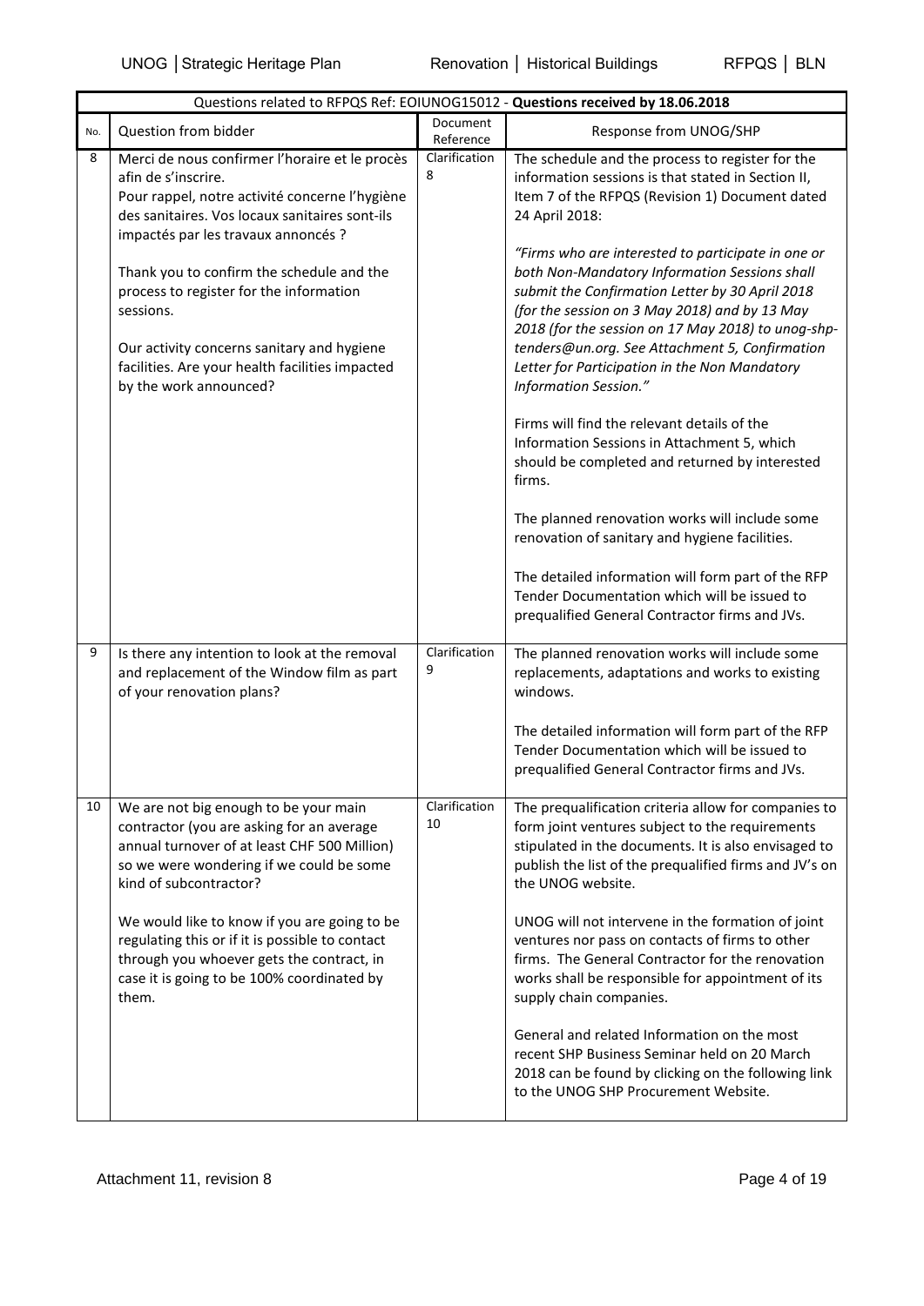| Questions related to RFPQS Ref: EOIUNOG15012 - **Questions received by 18.06.2018** | | | |
|---|---|---|---|
| No. | Question from bidder | Document Reference | Response from UNOG/SHP |
| 8 | Merci de nous confirmer l'horaire et le procès afin de s'inscrire.<br>Pour rappel, notre activité concerne l'hygiène des sanitaires. Vos locaux sanitaires sont-ils impactés par les travaux annoncés ?<br><br>Thank you to confirm the schedule and the process to register for the information sessions.<br><br>Our activity concerns sanitary and hygiene facilities. Are your health facilities impacted by the work announced? | Clarification 8 | The schedule and the process to register for the information sessions is that stated in Section II, Item 7 of the RFPQS (Revision 1) Document dated 24 April 2018:<br><br>*"Firms who are interested to participate in one or both Non-Mandatory Information Sessions shall submit the Confirmation Letter by 30 April 2018 (for the session on 3 May 2018) and by 13 May 2018 (for the session on 17 May 2018) to unog-shp-tenders@un.org. See Attachment 5, Confirmation Letter for Participation in the Non Mandatory Information Session."*<br><br>Firms will find the relevant details of the Information Sessions in Attachment 5, which should be completed and returned by interested firms.<br><br>The planned renovation works will include some renovation of sanitary and hygiene facilities.<br><br>The detailed information will form part of the RFP Tender Documentation which will be issued to prequalified General Contractor firms and JVs. |
| 9 | Is there any intention to look at the removal and replacement of the Window film as part of your renovation plans? | Clarification 9 | The planned renovation works will include some replacements, adaptations and works to existing windows.<br><br>The detailed information will form part of the RFP Tender Documentation which will be issued to prequalified General Contractor firms and JVs. |
| 10 | We are not big enough to be your main contractor (you are asking for an average annual turnover of at least CHF 500 Million) so we were wondering if we could be some kind of subcontractor?<br><br>We would like to know if you are going to be regulating this or if it is possible to contact through you whoever gets the contract, in case it is going to be 100% coordinated by them. | Clarification 10 | The prequalification criteria allow for companies to form joint ventures subject to the requirements stipulated in the documents. It is also envisaged to publish the list of the prequalified firms and JV's on the UNOG website.<br><br>UNOG will not intervene in the formation of joint ventures nor pass on contacts of firms to other firms. The General Contractor for the renovation works shall be responsible for appointment of its supply chain companies.<br><br>General and related Information on the most recent SHP Business Seminar held on 20 March 2018 can be found by clicking on the following link to the UNOG SHP Procurement Website. |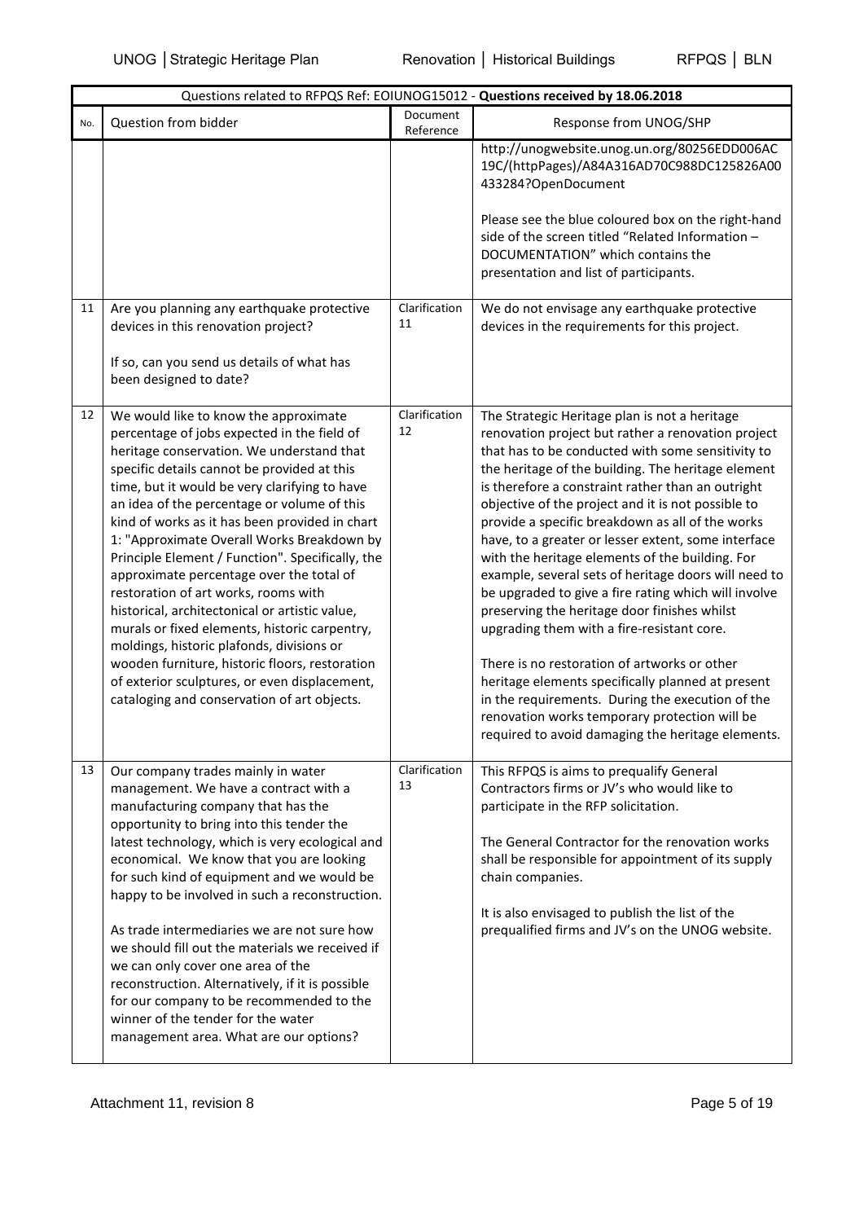| Questions related to RFPQS Ref: EOIUNOG15012 - **Questions received by 18.06.2018** | | | |
|---|---|---|---|
| No. | Question from bidder | Document Reference | Response from UNOG/SHP |
| | | | http://unogwebsite.unog.un.org/80256EDD006AC19C/(httpPages)/A84A316AD70C988DC125826A00433284?OpenDocument<br><br>Please see the blue coloured box on the right-hand side of the screen titled "Related Information – DOCUMENTATION" which contains the presentation and list of participants. |
| 11 | Are you planning any earthquake protective devices in this renovation project?<br><br>If so, can you send us details of what has been designed to date? | Clarification 11 | We do not envisage any earthquake protective devices in the requirements for this project. |
| 12 | We would like to know the approximate percentage of jobs expected in the field of heritage conservation. We understand that specific details cannot be provided at this time, but it would be very clarifying to have an idea of the percentage or volume of this kind of works as it has been provided in chart 1: "Approximate Overall Works Breakdown by Principle Element / Function". Specifically, the approximate percentage over the total of restoration of art works, rooms with historical, architectonical or artistic value, murals or fixed elements, historic carpentry, moldings, historic plafonds, divisions or wooden furniture, historic floors, restoration of exterior sculptures, or even displacement, cataloging and conservation of art objects. | Clarification 12 | The Strategic Heritage plan is not a heritage renovation project but rather a renovation project that has to be conducted with some sensitivity to the heritage of the building. The heritage element is therefore a constraint rather than an outright objective of the project and it is not possible to provide a specific breakdown as all of the works have, to a greater or lesser extent, some interface with the heritage elements of the building. For example, several sets of heritage doors will need to be upgraded to give a fire rating which will involve preserving the heritage door finishes whilst upgrading them with a fire-resistant core.<br><br>There is no restoration of artworks or other heritage elements specifically planned at present in the requirements. During the execution of the renovation works temporary protection will be required to avoid damaging the heritage elements. |
| 13 | Our company trades mainly in water management. We have a contract with a manufacturing company that has the opportunity to bring into this tender the latest technology, which is very ecological and economical. We know that you are looking for such kind of equipment and we would be happy to be involved in such a reconstruction.<br><br>As trade intermediaries we are not sure how we should fill out the materials we received if we can only cover one area of the reconstruction. Alternatively, if it is possible for our company to be recommended to the winner of the tender for the water management area. What are our options? | Clarification 13 | This RFPQS is aims to prequalify General Contractors firms or JV's who would like to participate in the RFP solicitation.<br><br>The General Contractor for the renovation works shall be responsible for appointment of its supply chain companies.<br><br>It is also envisaged to publish the list of the prequalified firms and JV's on the UNOG website. |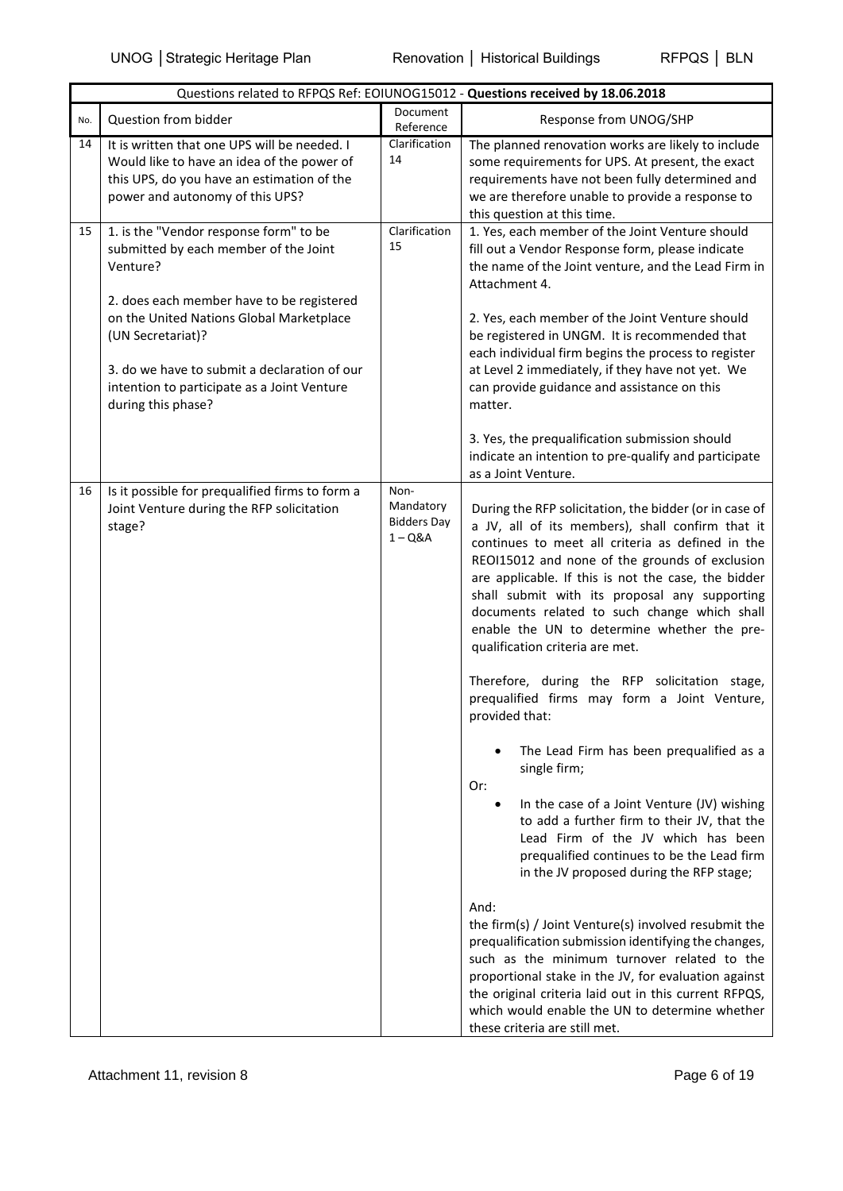| Questions related to RFPQS Ref: EOIUNOG15012 - **Questions received by 18.06.2018** | | | |
|---|---|---|---|
| No. | Question from bidder | Document Reference | Response from UNOG/SHP |
| 14 | It is written that one UPS will be needed. I Would like to have an idea of the power of this UPS, do you have an estimation of the power and autonomy of this UPS? | Clarification 14 | The planned renovation works are likely to include some requirements for UPS. At present, the exact requirements have not been fully determined and we are therefore unable to provide a response to this question at this time. |
| 15 | 1. is the "Vendor response form" to be submitted by each member of the Joint Venture?<br><br>2. does each member have to be registered on the United Nations Global Marketplace (UN Secretariat)?<br><br>3. do we have to submit a declaration of our intention to participate as a Joint Venture during this phase? | Clarification 15 | 1. Yes, each member of the Joint Venture should fill out a Vendor Response form, please indicate the name of the Joint venture, and the Lead Firm in Attachment 4.<br><br>2. Yes, each member of the Joint Venture should be registered in UNGM. It is recommended that each individual firm begins the process to register at Level 2 immediately, if they have not yet. We can provide guidance and assistance on this matter.<br><br>3. Yes, the prequalification submission should indicate an intention to pre-qualify and participate as a Joint Venture. |
| 16 | Is it possible for prequalified firms to form a Joint Venture during the RFP solicitation stage? | Non-Mandatory Bidders Day 1 – Q&A | During the RFP solicitation, the bidder (or in case of a JV, all of its members), shall confirm that it continues to meet all criteria as defined in the REOI15012 and none of the grounds of exclusion are applicable. If this is not the case, the bidder shall submit with its proposal any supporting documents related to such change which shall enable the UN to determine whether the pre-qualification criteria are met.<br><br>Therefore, during the RFP solicitation stage, prequalified firms may form a Joint Venture, provided that:<br><br>• The Lead Firm has been prequalified as a single firm;<br><br>Or:<br><br>• In the case of a Joint Venture (JV) wishing to add a further firm to their JV, that the Lead Firm of the JV which has been prequalified continues to be the Lead firm in the JV proposed during the RFP stage;<br><br>And:<br>the firm(s) / Joint Venture(s) involved resubmit the prequalification submission identifying the changes, such as the minimum turnover related to the proportional stake in the JV, for evaluation against the original criteria laid out in this current RFPQS, which would enable the UN to determine whether these criteria are still met. |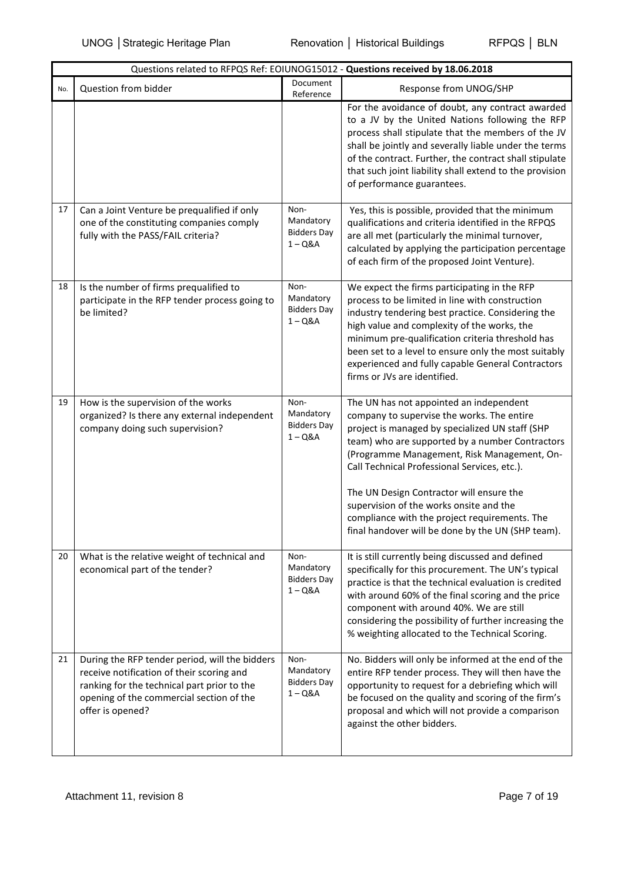| Questions related to RFPQS Ref: EOIUNOG15012 - **Questions received by 18.06.2018** | | | |
|---|---|---|---|
| No. | Question from bidder | Document Reference | Response from UNOG/SHP |
| | | | For the avoidance of doubt, any contract awarded to a JV by the United Nations following the RFP process shall stipulate that the members of the JV shall be jointly and severally liable under the terms of the contract. Further, the contract shall stipulate that such joint liability shall extend to the provision of performance guarantees. |
| 17 | Can a Joint Venture be prequalified if only one of the constituting companies comply fully with the PASS/FAIL criteria? | Non-Mandatory Bidders Day 1 – Q&A | Yes, this is possible, provided that the minimum qualifications and criteria identified in the RFPQS are all met (particularly the minimal turnover, calculated by applying the participation percentage of each firm of the proposed Joint Venture). |
| 18 | Is the number of firms prequalified to participate in the RFP tender process going to be limited? | Non-Mandatory Bidders Day 1 – Q&A | We expect the firms participating in the RFP process to be limited in line with construction industry tendering best practice. Considering the high value and complexity of the works, the minimum pre-qualification criteria threshold has been set to a level to ensure only the most suitably experienced and fully capable General Contractors firms or JVs are identified. |
| 19 | How is the supervision of the works organized? Is there any external independent company doing such supervision? | Non-Mandatory Bidders Day 1 – Q&A | The UN has not appointed an independent company to supervise the works. The entire project is managed by specialized UN staff (SHP team) who are supported by a number Contractors (Programme Management, Risk Management, On-Call Technical Professional Services, etc.).<br><br>The UN Design Contractor will ensure the supervision of the works onsite and the compliance with the project requirements. The final handover will be done by the UN (SHP team). |
| 20 | What is the relative weight of technical and economical part of the tender? | Non-Mandatory Bidders Day 1 – Q&A | It is still currently being discussed and defined specifically for this procurement. The UN's typical practice is that the technical evaluation is credited with around 60% of the final scoring and the price component with around 40%. We are still considering the possibility of further increasing the % weighting allocated to the Technical Scoring. |
| 21 | During the RFP tender period, will the bidders receive notification of their scoring and ranking for the technical part prior to the opening of the commercial section of the offer is opened? | Non-Mandatory Bidders Day 1 – Q&A | No. Bidders will only be informed at the end of the entire RFP tender process. They will then have the opportunity to request for a debriefing which will be focused on the quality and scoring of the firm's proposal and which will not provide a comparison against the other bidders. |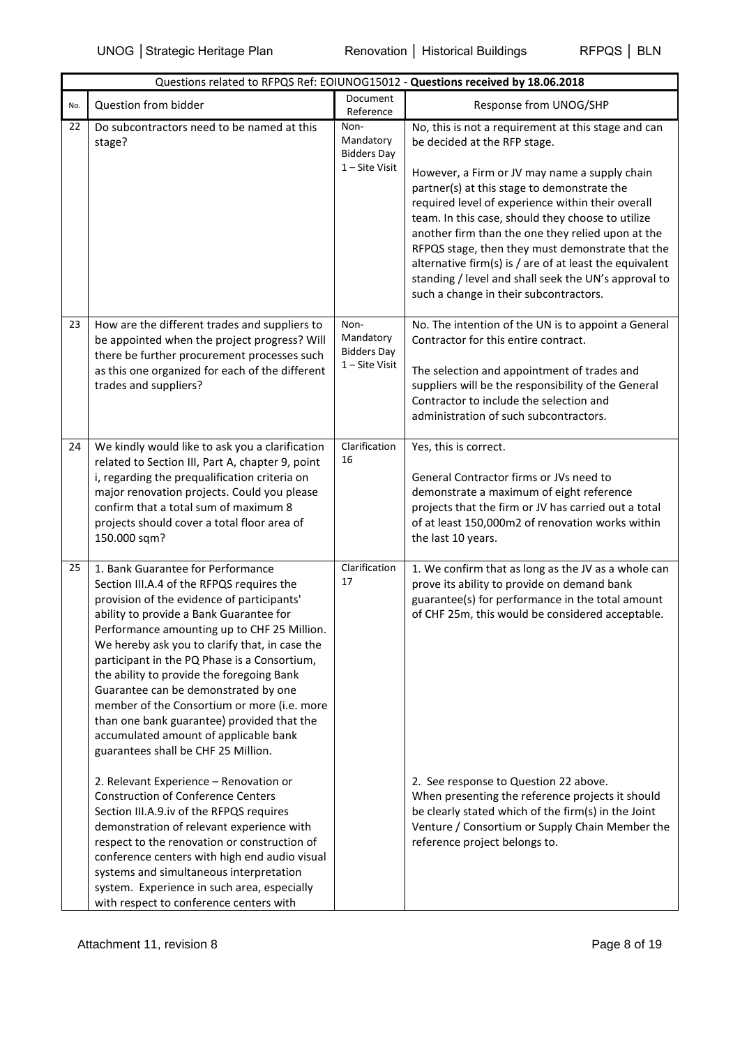| Questions related to RFPQS Ref: EOIUNOG15012 - **Questions received by 18.06.2018** | | | |
|---|---|---|---|
| No. | Question from bidder | Document Reference | Response from UNOG/SHP |
| 22 | Do subcontractors need to be named at this stage? | Non-Mandatory Bidders Day 1 – Site Visit | No, this is not a requirement at this stage and can be decided at the RFP stage.<br><br>However, a Firm or JV may name a supply chain partner(s) at this stage to demonstrate the required level of experience within their overall team. In this case, should they choose to utilize another firm than the one they relied upon at the RFPQS stage, then they must demonstrate that the alternative firm(s) is / are of at least the equivalent standing / level and shall seek the UN's approval to such a change in their subcontractors. |
| 23 | How are the different trades and suppliers to be appointed when the project progress? Will there be further procurement processes such as this one organized for each of the different trades and suppliers? | Non-Mandatory Bidders Day 1 – Site Visit | No. The intention of the UN is to appoint a General Contractor for this entire contract.<br><br>The selection and appointment of trades and suppliers will be the responsibility of the General Contractor to include the selection and administration of such subcontractors. |
| 24 | We kindly would like to ask you a clarification related to Section III, Part A, chapter 9, point i, regarding the prequalification criteria on major renovation projects. Could you please confirm that a total sum of maximum 8 projects should cover a total floor area of 150.000 sqm? | Clarification 16 | Yes, this is correct.<br><br>General Contractor firms or JVs need to demonstrate a maximum of eight reference projects that the firm or JV has carried out a total of at least 150,000m2 of renovation works within the last 10 years. |
| 25 | 1. Bank Guarantee for Performance<br>Section III.A.4 of the RFPQS requires the provision of the evidence of participants' ability to provide a Bank Guarantee for Performance amounting up to CHF 25 Million. We hereby ask you to clarify that, in case the participant in the PQ Phase is a Consortium, the ability to provide the foregoing Bank Guarantee can be demonstrated by one member of the Consortium or more (i.e. more than one bank guarantee) provided that the accumulated amount of applicable bank guarantees shall be CHF 25 Million.<br><br>2. Relevant Experience – Renovation or Construction of Conference Centers<br>Section III.A.9.iv of the RFPQS requires demonstration of relevant experience with respect to the renovation or construction of conference centers with high end audio visual systems and simultaneous interpretation system. Experience in such area, especially with respect to conference centers with | Clarification 17 | 1. We confirm that as long as the JV as a whole can prove its ability to provide on demand bank guarantee(s) for performance in the total amount of CHF 25m, this would be considered acceptable.<br><br>2. See response to Question 22 above.<br>When presenting the reference projects it should be clearly stated which of the firm(s) in the Joint Venture / Consortium or Supply Chain Member the reference project belongs to. |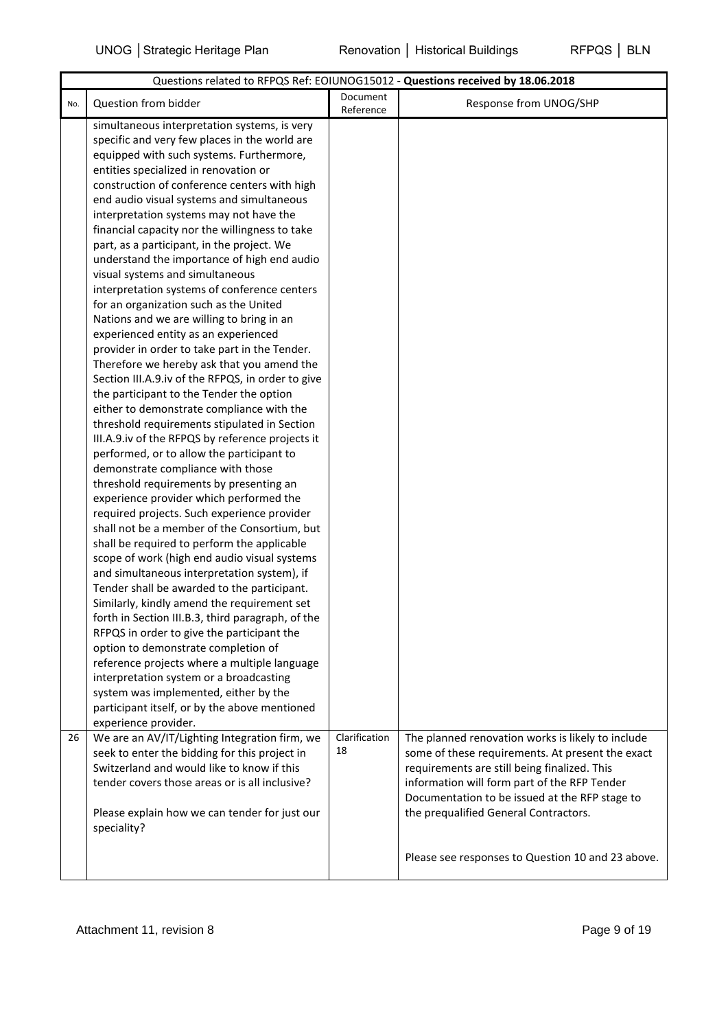| Questions related to RFPQS Ref: EOIUNOG15012 - **Questions received by 18.06.2018** | | | |
|---|---|---|---|
| No. | Question from bidder | Document Reference | Response from UNOG/SHP |
| | simultaneous interpretation systems, is very specific and very few places in the world are equipped with such systems. Furthermore, entities specialized in renovation or construction of conference centers with high end audio visual systems and simultaneous interpretation systems may not have the financial capacity nor the willingness to take part, as a participant, in the project. We understand the importance of high end audio visual systems and simultaneous interpretation systems of conference centers for an organization such as the United Nations and we are willing to bring in an experienced entity as an experienced provider in order to take part in the Tender. Therefore we hereby ask that you amend the Section III.A.9.iv of the RFPQS, in order to give the participant to the Tender the option either to demonstrate compliance with the threshold requirements stipulated in Section III.A.9.iv of the RFPQS by reference projects it performed, or to allow the participant to demonstrate compliance with those threshold requirements by presenting an experience provider which performed the required projects. Such experience provider shall not be a member of the Consortium, but shall be required to perform the applicable scope of work (high end audio visual systems and simultaneous interpretation system), if Tender shall be awarded to the participant. Similarly, kindly amend the requirement set forth in Section III.B.3, third paragraph, of the RFPQS in order to give the participant the option to demonstrate completion of reference projects where a multiple language interpretation system or a broadcasting system was implemented, either by the participant itself, or by the above mentioned experience provider. | | |
| 26 | We are an AV/IT/Lighting Integration firm, we seek to enter the bidding for this project in Switzerland and would like to know if this tender covers those areas or is all inclusive?<br><br>Please explain how we can tender for just our speciality? | Clarification 18 | The planned renovation works is likely to include some of these requirements. At present the exact requirements are still being finalized. This information will form part of the RFP Tender Documentation to be issued at the RFP stage to the prequalified General Contractors.<br><br>Please see responses to Question 10 and 23 above. |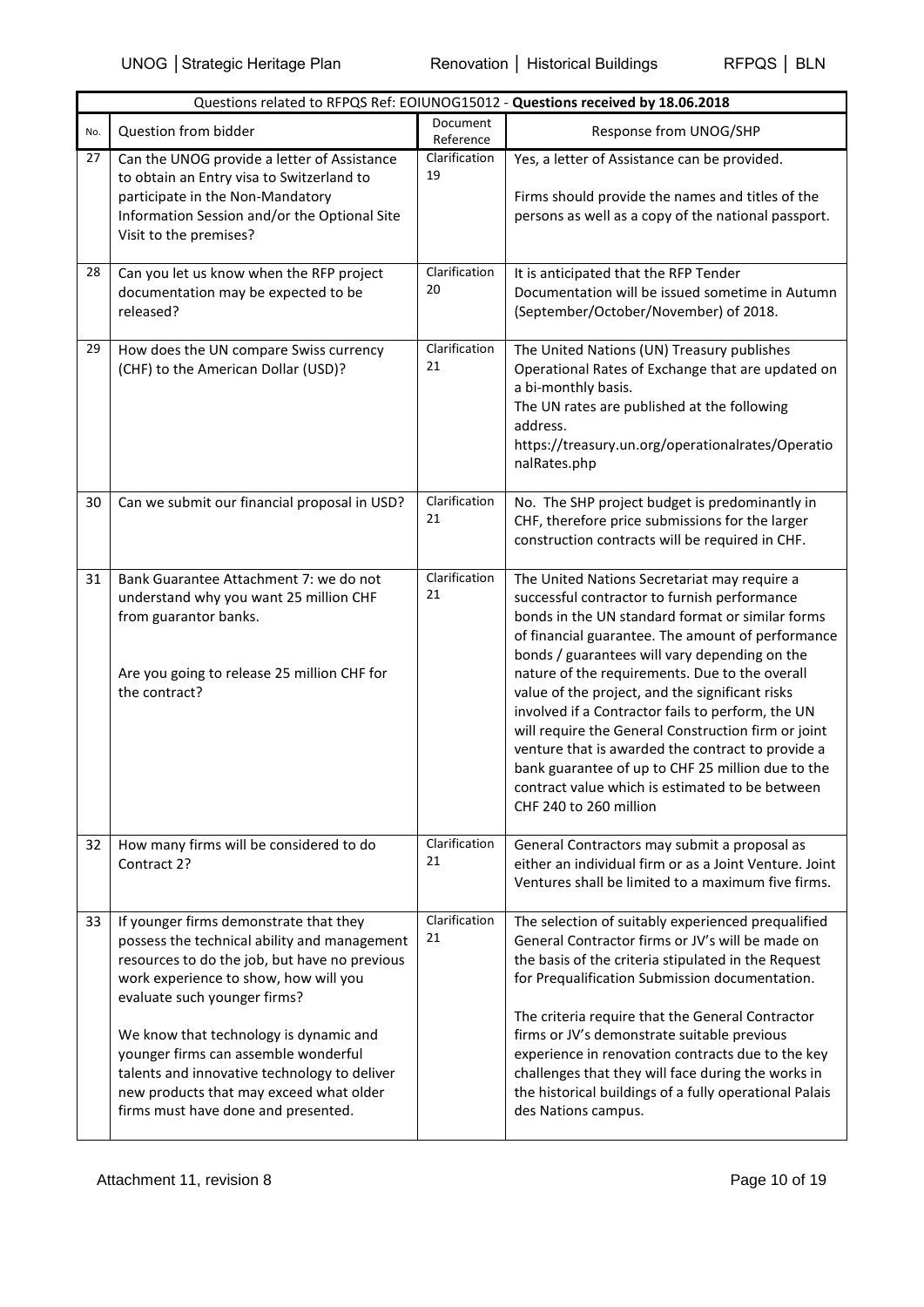| Questions related to RFPQS Ref: EOIUNOG15012 - **Questions received by 18.06.2018** | | | |
|---|---|---|---|
| No. | Question from bidder | Document Reference | Response from UNOG/SHP |
| 27 | Can the UNOG provide a letter of Assistance to obtain an Entry visa to Switzerland to participate in the Non-Mandatory Information Session and/or the Optional Site Visit to the premises? | Clarification 19 | Yes, a letter of Assistance can be provided.<br><br>Firms should provide the names and titles of the persons as well as a copy of the national passport. |
| 28 | Can you let us know when the RFP project documentation may be expected to be released? | Clarification 20 | It is anticipated that the RFP Tender Documentation will be issued sometime in Autumn (September/October/November) of 2018. |
| 29 | How does the UN compare Swiss currency (CHF) to the American Dollar (USD)? | Clarification 21 | The United Nations (UN) Treasury publishes Operational Rates of Exchange that are updated on a bi-monthly basis.<br>The UN rates are published at the following address.<br>https://treasury.un.org/operationalrates/OperationalRates.php |
| 30 | Can we submit our financial proposal in USD? | Clarification 21 | No. The SHP project budget is predominantly in CHF, therefore price submissions for the larger construction contracts will be required in CHF. |
| 31 | Bank Guarantee Attachment 7: we do not understand why you want 25 million CHF from guarantor banks.<br><br>Are you going to release 25 million CHF for the contract? | Clarification 21 | The United Nations Secretariat may require a successful contractor to furnish performance bonds in the UN standard format or similar forms of financial guarantee. The amount of performance bonds / guarantees will vary depending on the nature of the requirements. Due to the overall value of the project, and the significant risks involved if a Contractor fails to perform, the UN will require the General Construction firm or joint venture that is awarded the contract to provide a bank guarantee of up to CHF 25 million due to the contract value which is estimated to be between CHF 240 to 260 million |
| 32 | How many firms will be considered to do Contract 2? | Clarification 21 | General Contractors may submit a proposal as either an individual firm or as a Joint Venture. Joint Ventures shall be limited to a maximum five firms. |
| 33 | If younger firms demonstrate that they possess the technical ability and management resources to do the job, but have no previous work experience to show, how will you evaluate such younger firms?<br><br>We know that technology is dynamic and younger firms can assemble wonderful talents and innovative technology to deliver new products that may exceed what older firms must have done and presented. | Clarification 21 | The selection of suitably experienced prequalified General Contractor firms or JV's will be made on the basis of the criteria stipulated in the Request for Prequalification Submission documentation.<br><br>The criteria require that the General Contractor firms or JV's demonstrate suitable previous experience in renovation contracts due to the key challenges that they will face during the works in the historical buildings of a fully operational Palais des Nations campus. |

Attachment 11, revision 8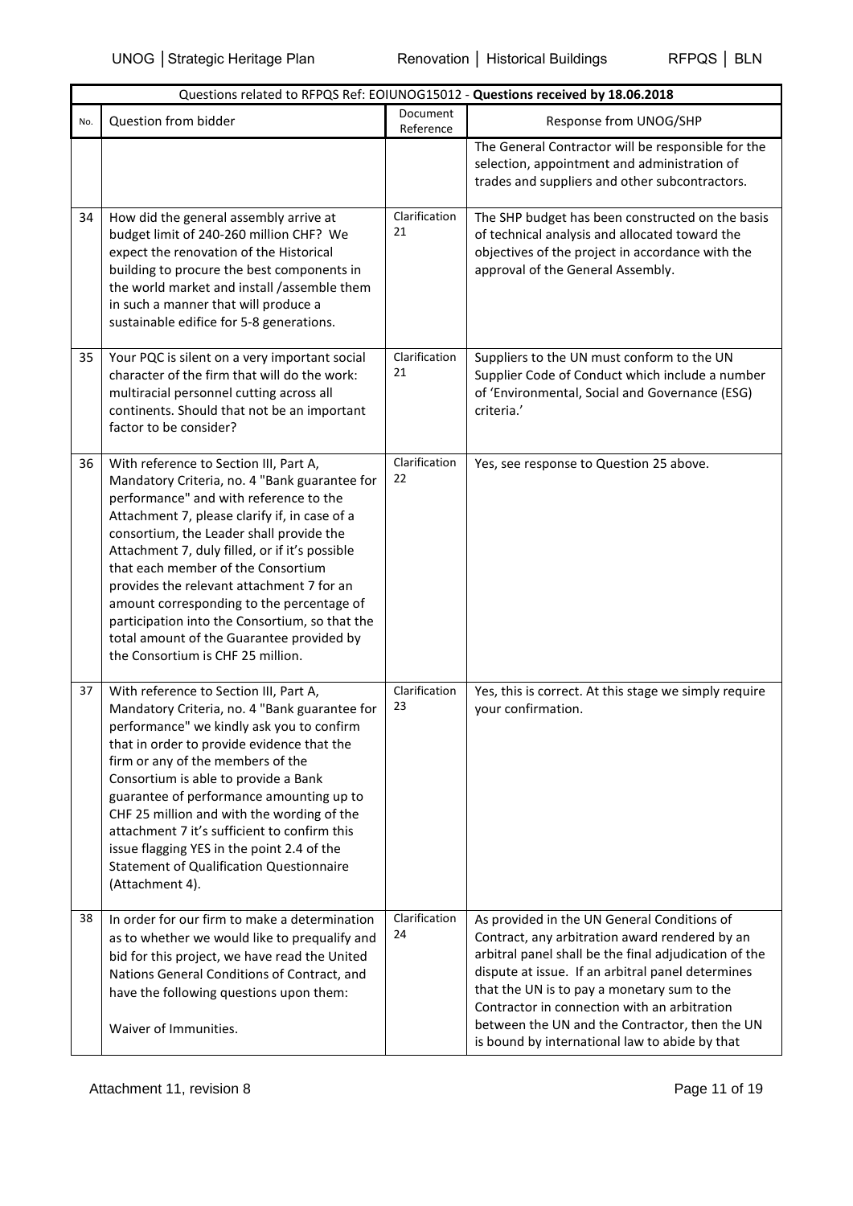| Questions related to RFPQS Ref: EOIUNOG15012 - **Questions received by 18.06.2018** | | | |
|---|---|---|---|
| No. | Question from bidder | Document Reference | Response from UNOG/SHP |
| | | | The General Contractor will be responsible for the selection, appointment and administration of trades and suppliers and other subcontractors. |
| 34 | How did the general assembly arrive at budget limit of 240-260 million CHF? We expect the renovation of the Historical building to procure the best components in the world market and install /assemble them in such a manner that will produce a sustainable edifice for 5-8 generations. | Clarification 21 | The SHP budget has been constructed on the basis of technical analysis and allocated toward the objectives of the project in accordance with the approval of the General Assembly. |
| 35 | Your PQC is silent on a very important social character of the firm that will do the work: multiracial personnel cutting across all continents. Should that not be an important factor to be consider? | Clarification 21 | Suppliers to the UN must conform to the UN Supplier Code of Conduct which include a number of 'Environmental, Social and Governance (ESG) criteria.' |
| 36 | With reference to Section III, Part A, Mandatory Criteria, no. 4 "Bank guarantee for performance" and with reference to the Attachment 7, please clarify if, in case of a consortium, the Leader shall provide the Attachment 7, duly filled, or if it's possible that each member of the Consortium provides the relevant attachment 7 for an amount corresponding to the percentage of participation into the Consortium, so that the total amount of the Guarantee provided by the Consortium is CHF 25 million. | Clarification 22 | Yes, see response to Question 25 above. |
| 37 | With reference to Section III, Part A, Mandatory Criteria, no. 4 "Bank guarantee for performance" we kindly ask you to confirm that in order to provide evidence that the firm or any of the members of the Consortium is able to provide a Bank guarantee of performance amounting up to CHF 25 million and with the wording of the attachment 7 it's sufficient to confirm this issue flagging YES in the point 2.4 of the Statement of Qualification Questionnaire (Attachment 4). | Clarification 23 | Yes, this is correct. At this stage we simply require your confirmation. |
| 38 | In order for our firm to make a determination as to whether we would like to prequalify and bid for this project, we have read the United Nations General Conditions of Contract, and have the following questions upon them:<br><br>Waiver of Immunities. | Clarification 24 | As provided in the UN General Conditions of Contract, any arbitration award rendered by an arbitral panel shall be the final adjudication of the dispute at issue. If an arbitral panel determines that the UN is to pay a monetary sum to the Contractor in connection with an arbitration between the UN and the Contractor, then the UN is bound by international law to abide by that |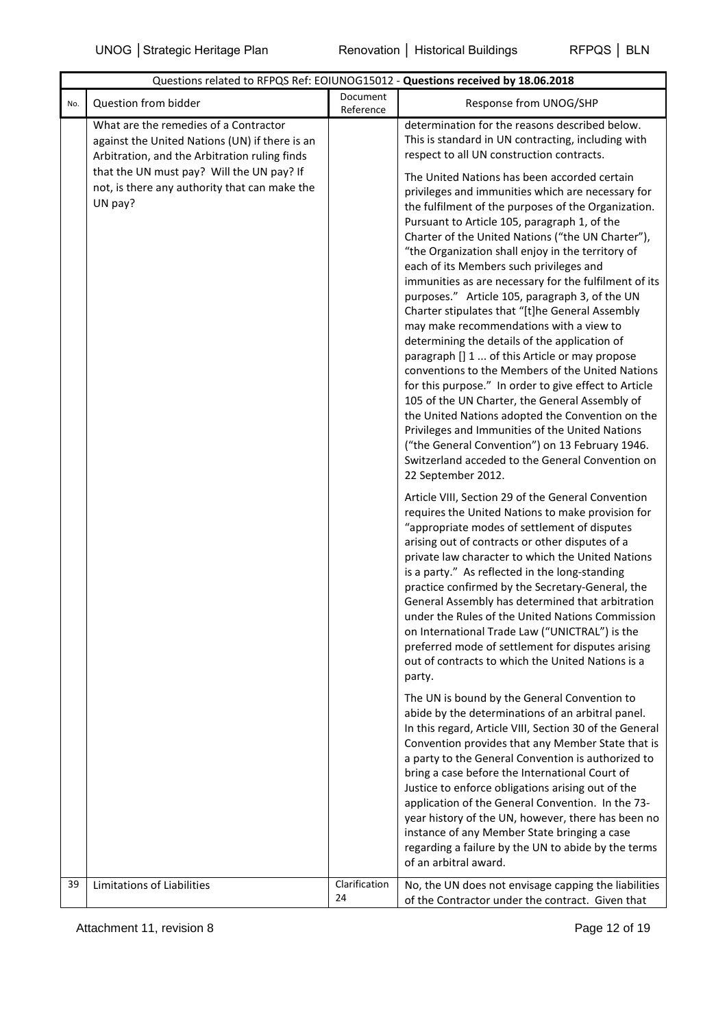| Questions related to RFPQS Ref: EOIUNOG15012 - **Questions received by 18.06.2018** | | | |
|---|---|---|---|
| No. | Question from bidder | Document Reference | Response from UNOG/SHP |
| | What are the remedies of a Contractor against the United Nations (UN) if there is an Arbitration, and the Arbitration ruling finds that the UN must pay? Will the UN pay? If not, is there any authority that can make the UN pay? | | determination for the reasons described below. This is standard in UN contracting, including with respect to all UN construction contracts.<br><br>The United Nations has been accorded certain privileges and immunities which are necessary for the fulfilment of the purposes of the Organization. Pursuant to Article 105, paragraph 1, of the Charter of the United Nations ("the UN Charter"), "the Organization shall enjoy in the territory of each of its Members such privileges and immunities as are necessary for the fulfilment of its purposes." Article 105, paragraph 3, of the UN Charter stipulates that "[t]he General Assembly may make recommendations with a view to determining the details of the application of paragraph [] 1 ... of this Article or may propose conventions to the Members of the United Nations for this purpose." In order to give effect to Article 105 of the UN Charter, the General Assembly of the United Nations adopted the Convention on the Privileges and Immunities of the United Nations ("the General Convention") on 13 February 1946. Switzerland acceded to the General Convention on 22 September 2012.<br><br>Article VIII, Section 29 of the General Convention requires the United Nations to make provision for "appropriate modes of settlement of disputes arising out of contracts or other disputes of a private law character to which the United Nations is a party." As reflected in the long-standing practice confirmed by the Secretary-General, the General Assembly has determined that arbitration under the Rules of the United Nations Commission on International Trade Law ("UNICTRAL") is the preferred mode of settlement for disputes arising out of contracts to which the United Nations is a party.<br><br>The UN is bound by the General Convention to abide by the determinations of an arbitral panel. In this regard, Article VIII, Section 30 of the General Convention provides that any Member State that is a party to the General Convention is authorized to bring a case before the International Court of Justice to enforce obligations arising out of the application of the General Convention. In the 73-year history of the UN, however, there has been no instance of any Member State bringing a case regarding a failure by the UN to abide by the terms of an arbitral award. |
| 39 | Limitations of Liabilities | Clarification 24 | No, the UN does not envisage capping the liabilities of the Contractor under the contract. Given that |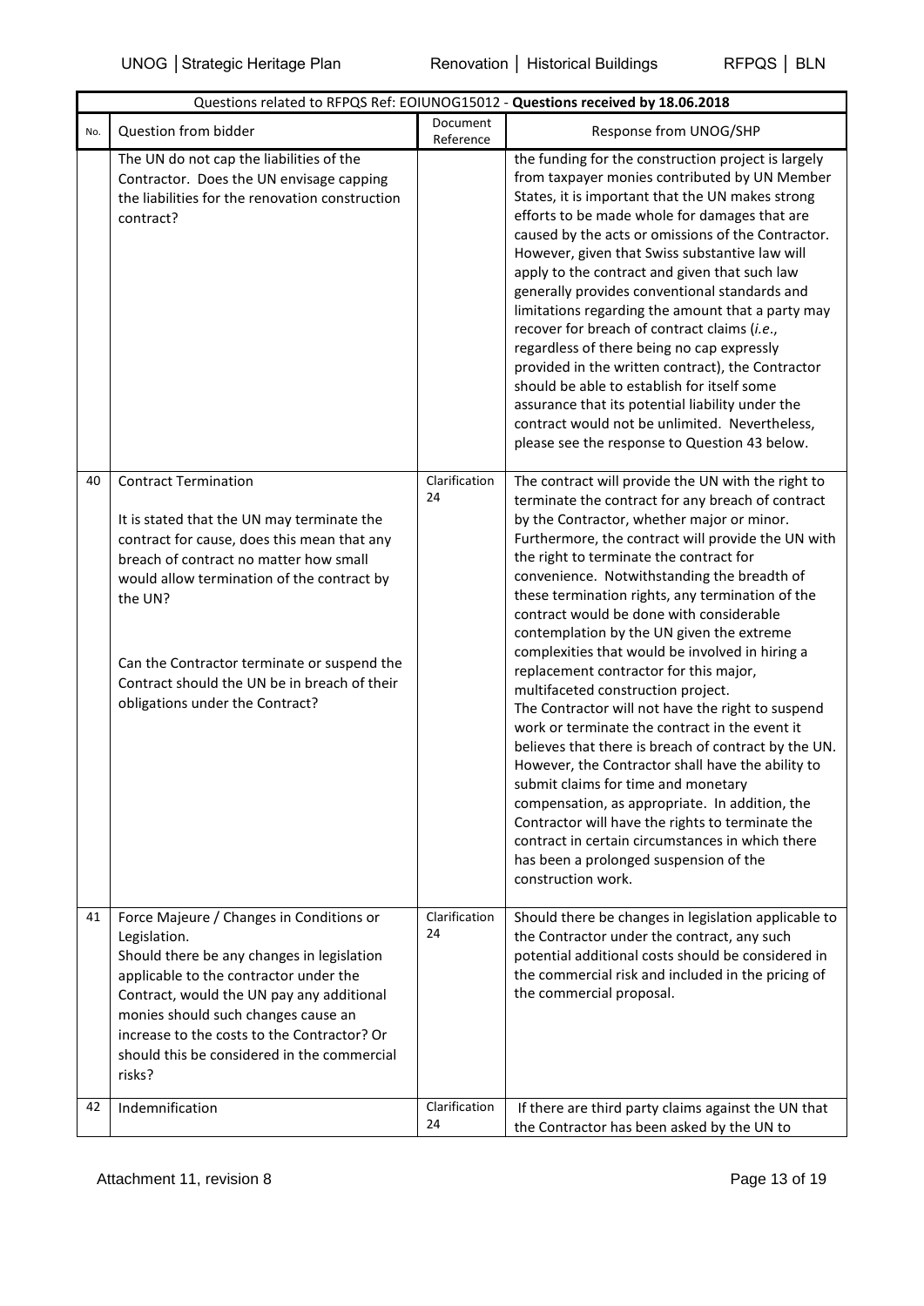| Questions related to RFPQS Ref: EOIUNOG15012 - **Questions received by 18.06.2018** | | | |
|---|---|---|---|
| No. | Question from bidder | Document Reference | Response from UNOG/SHP |
| | The UN do not cap the liabilities of the Contractor. Does the UN envisage capping the liabilities for the renovation construction contract? | | the funding for the construction project is largely from taxpayer monies contributed by UN Member States, it is important that the UN makes strong efforts to be made whole for damages that are caused by the acts or omissions of the Contractor. However, given that Swiss substantive law will apply to the contract and given that such law generally provides conventional standards and limitations regarding the amount that a party may recover for breach of contract claims (*i.e.*, regardless of there being no cap expressly provided in the written contract), the Contractor should be able to establish for itself some assurance that its potential liability under the contract would not be unlimited. Nevertheless, please see the response to Question 43 below. |
| 40 | Contract Termination<br><br>It is stated that the UN may terminate the contract for cause, does this mean that any breach of contract no matter how small would allow termination of the contract by the UN?<br><br>Can the Contractor terminate or suspend the Contract should the UN be in breach of their obligations under the Contract? | Clarification 24 | The contract will provide the UN with the right to terminate the contract for any breach of contract by the Contractor, whether major or minor. Furthermore, the contract will provide the UN with the right to terminate the contract for convenience. Notwithstanding the breadth of these termination rights, any termination of the contract would be done with considerable contemplation by the UN given the extreme complexities that would be involved in hiring a replacement contractor for this major, multifaceted construction project.<br>The Contractor will not have the right to suspend work or terminate the contract in the event it believes that there is breach of contract by the UN. However, the Contractor shall have the ability to submit claims for time and monetary compensation, as appropriate. In addition, the Contractor will have the rights to terminate the contract in certain circumstances in which there has been a prolonged suspension of the construction work. |
| 41 | Force Majeure / Changes in Conditions or Legislation.<br>Should there be any changes in legislation applicable to the contractor under the Contract, would the UN pay any additional monies should such changes cause an increase to the costs to the Contractor? Or should this be considered in the commercial risks? | Clarification 24 | Should there be changes in legislation applicable to the Contractor under the contract, any such potential additional costs should be considered in the commercial risk and included in the pricing of the commercial proposal. |
| 42 | Indemnification | Clarification 24 | If there are third party claims against the UN that the Contractor has been asked by the UN to |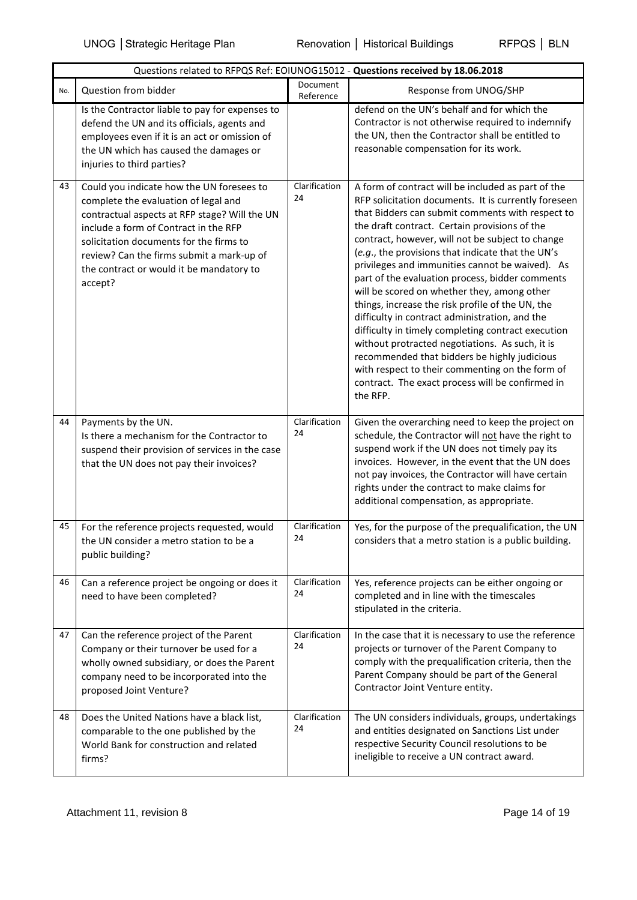| Questions related to RFPQS Ref: EOIUNOG15012 - **Questions received by 18.06.2018** | | | |
|---|---|---|---|
| No. | Question from bidder | Document Reference | Response from UNOG/SHP |
| | Is the Contractor liable to pay for expenses to defend the UN and its officials, agents and employees even if it is an act or omission of the UN which has caused the damages or injuries to third parties? | | defend on the UN's behalf and for which the Contractor is not otherwise required to indemnify the UN, then the Contractor shall be entitled to reasonable compensation for its work. |
| 43 | Could you indicate how the UN foresees to complete the evaluation of legal and contractual aspects at RFP stage? Will the UN include a form of Contract in the RFP solicitation documents for the firms to review? Can the firms submit a mark-up of the contract or would it be mandatory to accept? | Clarification 24 | A form of contract will be included as part of the RFP solicitation documents. It is currently foreseen that Bidders can submit comments with respect to the draft contract. Certain provisions of the contract, however, will not be subject to change (*e.g.*, the provisions that indicate that the UN's privileges and immunities cannot be waived). As part of the evaluation process, bidder comments will be scored on whether they, among other things, increase the risk profile of the UN, the difficulty in contract administration, and the difficulty in timely completing contract execution without protracted negotiations. As such, it is recommended that bidders be highly judicious with respect to their commenting on the form of contract. The exact process will be confirmed in the RFP. |
| 44 | Payments by the UN.<br>Is there a mechanism for the Contractor to suspend their provision of services in the case that the UN does not pay their invoices? | Clarification 24 | Given the overarching need to keep the project on schedule, the Contractor will <u>not</u> have the right to suspend work if the UN does not timely pay its invoices. However, in the event that the UN does not pay invoices, the Contractor will have certain rights under the contract to make claims for additional compensation, as appropriate. |
| 45 | For the reference projects requested, would the UN consider a metro station to be a public building? | Clarification 24 | Yes, for the purpose of the prequalification, the UN considers that a metro station is a public building. |
| 46 | Can a reference project be ongoing or does it need to have been completed? | Clarification 24 | Yes, reference projects can be either ongoing or completed and in line with the timescales stipulated in the criteria. |
| 47 | Can the reference project of the Parent Company or their turnover be used for a wholly owned subsidiary, or does the Parent company need to be incorporated into the proposed Joint Venture? | Clarification 24 | In the case that it is necessary to use the reference projects or turnover of the Parent Company to comply with the prequalification criteria, then the Parent Company should be part of the General Contractor Joint Venture entity. |
| 48 | Does the United Nations have a black list, comparable to the one published by the World Bank for construction and related firms? | Clarification 24 | The UN considers individuals, groups, undertakings and entities designated on Sanctions List under respective Security Council resolutions to be ineligible to receive a UN contract award. |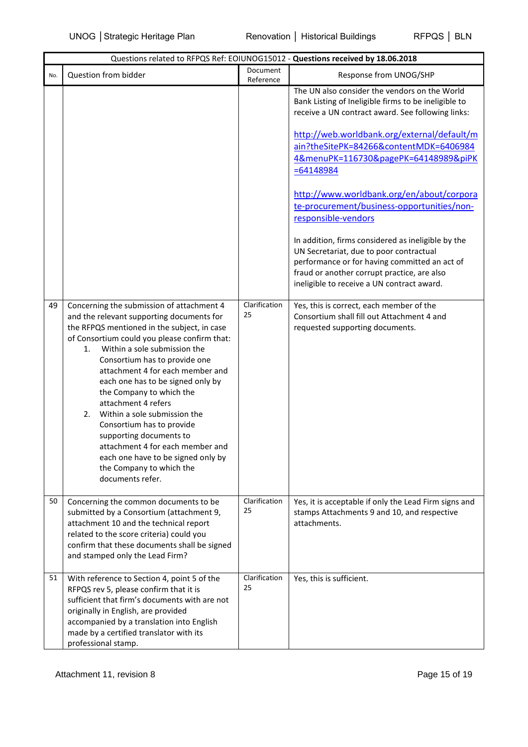| Questions related to RFPQS Ref: EOIUNOG15012 - **Questions received by 18.06.2018** | | | |
|---|---|---|---|
| No. | Question from bidder | Document Reference | Response from UNOG/SHP |
| | | | The UN also consider the vendors on the World Bank Listing of Ineligible firms to be ineligible to receive a UN contract award. See following links:<br><br>http://web.worldbank.org/external/default/main?theSitePK=84266&contentMDK=64069844&menuPK=116730&pagePK=64148989&piPK=64148984<br><br>http://www.worldbank.org/en/about/corporate-procurement/business-opportunities/non-responsible-vendors<br><br>In addition, firms considered as ineligible by the UN Secretariat, due to poor contractual performance or for having committed an act of fraud or another corrupt practice, are also ineligible to receive a UN contract award. |
| 49 | Concerning the submission of attachment 4 and the relevant supporting documents for the RFPQS mentioned in the subject, in case of Consortium could you please confirm that:<br>1. Within a sole submission the Consortium has to provide one attachment 4 for each member and each one has to be signed only by the Company to which the attachment 4 refers<br>2. Within a sole submission the Consortium has to provide supporting documents to attachment 4 for each member and each one have to be signed only by the Company to which the documents refer. | Clarification 25 | Yes, this is correct, each member of the Consortium shall fill out Attachment 4 and requested supporting documents. |
| 50 | Concerning the common documents to be submitted by a Consortium (attachment 9, attachment 10 and the technical report related to the score criteria) could you please confirm that these documents shall be signed and stamped only the Lead Firm? | Clarification 25 | Yes, it is acceptable if only the Lead Firm signs and stamps Attachments 9 and 10, and respective attachments. |
| 51 | With reference to Section 4, point 5 of the RFPQS rev 5, please confirm that it is sufficient that firm's documents with are not originally in English, are provided accompanied by a translation into English made by a certified translator with its professional stamp. | Clarification 25 | Yes, this is sufficient. |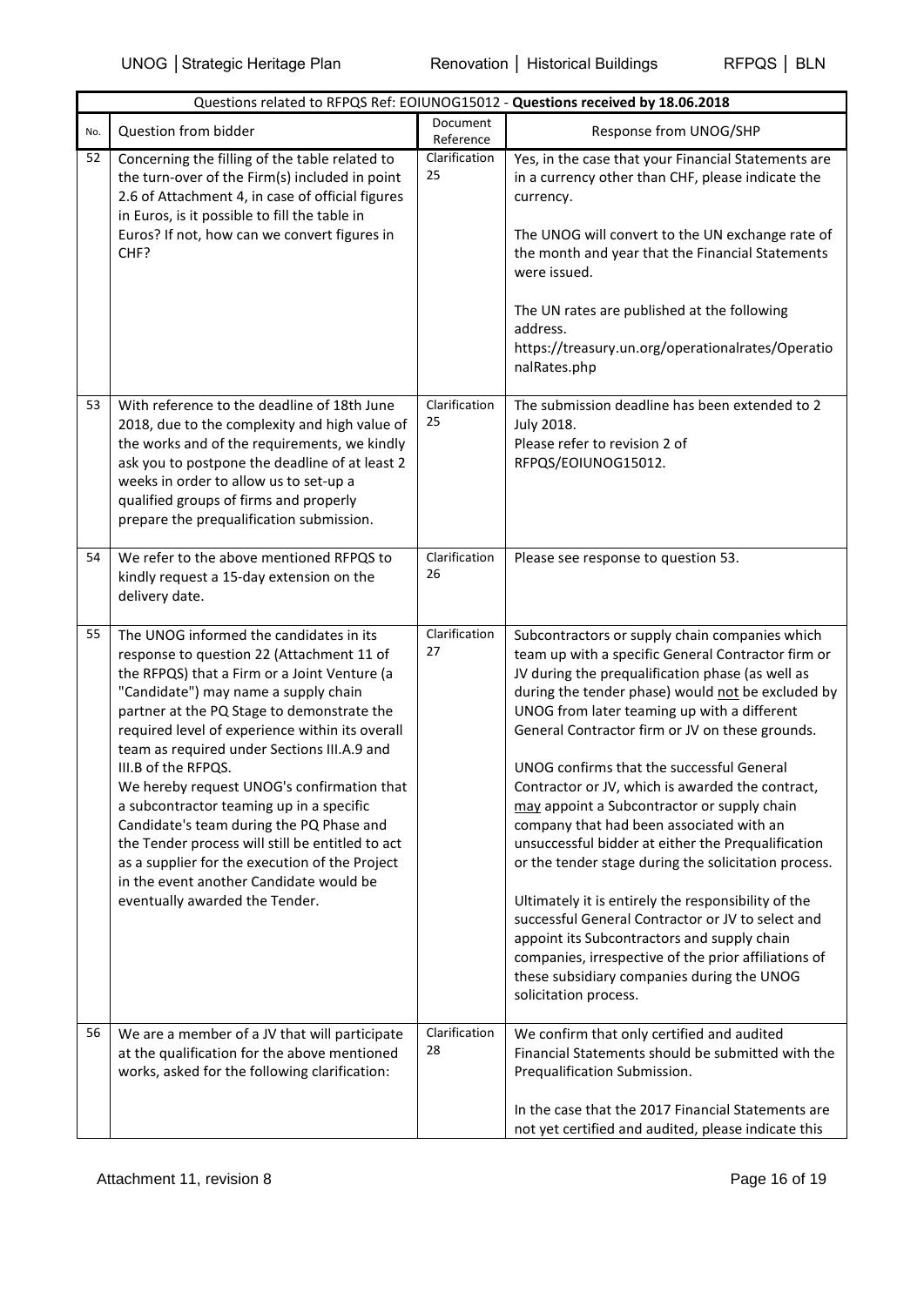| Questions related to RFPQS Ref: EOIUNOG15012 - **Questions received by 18.06.2018** | | | |
|---|---|---|---|
| No. | Question from bidder | Document Reference | Response from UNOG/SHP |
| 52 | Concerning the filling of the table related to the turn-over of the Firm(s) included in point 2.6 of Attachment 4, in case of official figures in Euros, is it possible to fill the table in Euros? If not, how can we convert figures in CHF? | Clarification 25 | Yes, in the case that your Financial Statements are in a currency other than CHF, please indicate the currency.<br><br>The UNOG will convert to the UN exchange rate of the month and year that the Financial Statements were issued.<br><br>The UN rates are published at the following address.<br>https://treasury.un.org/operationalrates/OperationalRates.php |
| 53 | With reference to the deadline of 18th June 2018, due to the complexity and high value of the works and of the requirements, we kindly ask you to postpone the deadline of at least 2 weeks in order to allow us to set-up a qualified groups of firms and properly prepare the prequalification submission. | Clarification 25 | The submission deadline has been extended to 2 July 2018.<br>Please refer to revision 2 of RFPQS/EOIUNOG15012. |
| 54 | We refer to the above mentioned RFPQS to kindly request a 15-day extension on the delivery date. | Clarification 26 | Please see response to question 53. |
| 55 | The UNOG informed the candidates in its response to question 22 (Attachment 11 of the RFPQS) that a Firm or a Joint Venture (a "Candidate") may name a supply chain partner at the PQ Stage to demonstrate the required level of experience within its overall team as required under Sections III.A.9 and III.B of the RFPQS.<br>We hereby request UNOG's confirmation that a subcontractor teaming up in a specific Candidate's team during the PQ Phase and the Tender process will still be entitled to act as a supplier for the execution of the Project in the event another Candidate would be eventually awarded the Tender. | Clarification 27 | Subcontractors or supply chain companies which team up with a specific General Contractor firm or JV during the prequalification phase (as well as during the tender phase) would not be excluded by UNOG from later teaming up with a different General Contractor firm or JV on these grounds.<br><br>UNOG confirms that the successful General Contractor or JV, which is awarded the contract, may appoint a Subcontractor or supply chain company that had been associated with an unsuccessful bidder at either the Prequalification or the tender stage during the solicitation process.<br><br>Ultimately it is entirely the responsibility of the successful General Contractor or JV to select and appoint its Subcontractors and supply chain companies, irrespective of the prior affiliations of these subsidiary companies during the UNOG solicitation process. |
| 56 | We are a member of a JV that will participate at the qualification for the above mentioned works, asked for the following clarification: | Clarification 28 | We confirm that only certified and audited Financial Statements should be submitted with the Prequalification Submission.<br><br>In the case that the 2017 Financial Statements are not yet certified and audited, please indicate this |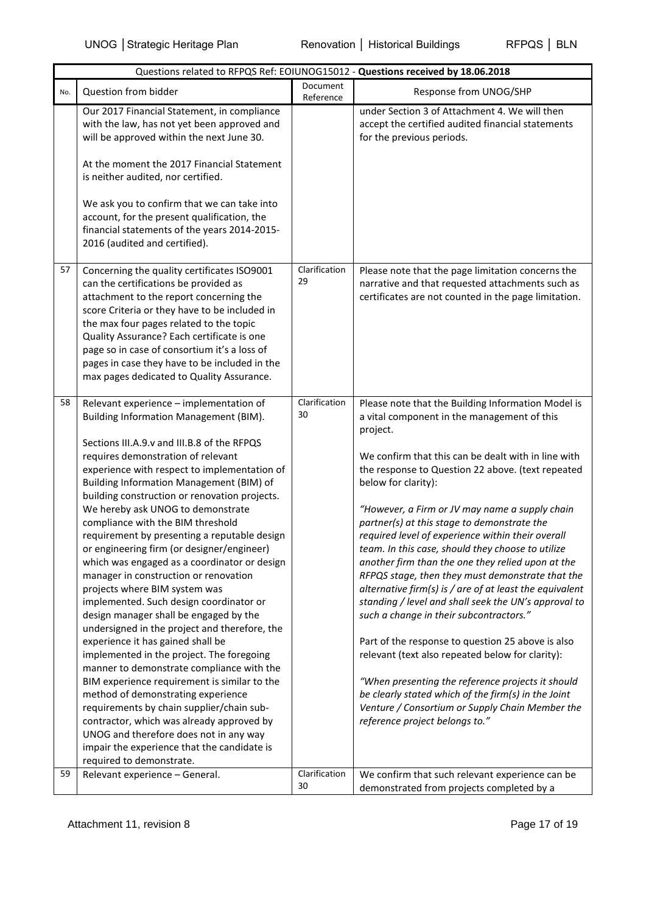| Questions related to RFPQS Ref: EOIUNOG15012 - **Questions received by 18.06.2018** | | | |
|---|---|---|---|
| No. | Question from bidder | Document Reference | Response from UNOG/SHP |
| | Our 2017 Financial Statement, in compliance with the law, has not yet been approved and will be approved within the next June 30.<br><br>At the moment the 2017 Financial Statement is neither audited, nor certified.<br><br>We ask you to confirm that we can take into account, for the present qualification, the financial statements of the years 2014-2015-2016 (audited and certified). | | under Section 3 of Attachment 4. We will then accept the certified audited financial statements for the previous periods. |
| 57 | Concerning the quality certificates ISO9001 can the certifications be provided as attachment to the report concerning the score Criteria or they have to be included in the max four pages related to the topic Quality Assurance? Each certificate is one page so in case of consortium it's a loss of pages in case they have to be included in the max pages dedicated to Quality Assurance. | Clarification 29 | Please note that the page limitation concerns the narrative and that requested attachments such as certificates are not counted in the page limitation. |
| 58 | Relevant experience – implementation of Building Information Management (BIM).<br><br>Sections III.A.9.v and III.B.8 of the RFPQS requires demonstration of relevant experience with respect to implementation of Building Information Management (BIM) of building construction or renovation projects. We hereby ask UNOG to demonstrate compliance with the BIM threshold requirement by presenting a reputable design or engineering firm (or designer/engineer) which was engaged as a coordinator or design manager in construction or renovation projects where BIM system was implemented. Such design coordinator or design manager shall be engaged by the undersigned in the project and therefore, the experience it has gained shall be implemented in the project. The foregoing manner to demonstrate compliance with the BIM experience requirement is similar to the method of demonstrating experience requirements by chain supplier/chain sub-contractor, which was already approved by UNOG and therefore does not in any way impair the experience that the candidate is required to demonstrate. | Clarification 30 | Please note that the Building Information Model is a vital component in the management of this project.<br><br>We confirm that this can be dealt with in line with the response to Question 22 above. (text repeated below for clarity):<br><br>*"However, a Firm or JV may name a supply chain partner(s) at this stage to demonstrate the required level of experience within their overall team. In this case, should they choose to utilize another firm than the one they relied upon at the RFPQS stage, then they must demonstrate that the alternative firm(s) is / are of at least the equivalent standing / level and shall seek the UN's approval to such a change in their subcontractors."*<br><br>Part of the response to question 25 above is also relevant (text also repeated below for clarity):<br><br>*"When presenting the reference projects it should be clearly stated which of the firm(s) in the Joint Venture / Consortium or Supply Chain Member the reference project belongs to."* |
| 59 | Relevant experience – General. | Clarification 30 | We confirm that such relevant experience can be demonstrated from projects completed by a |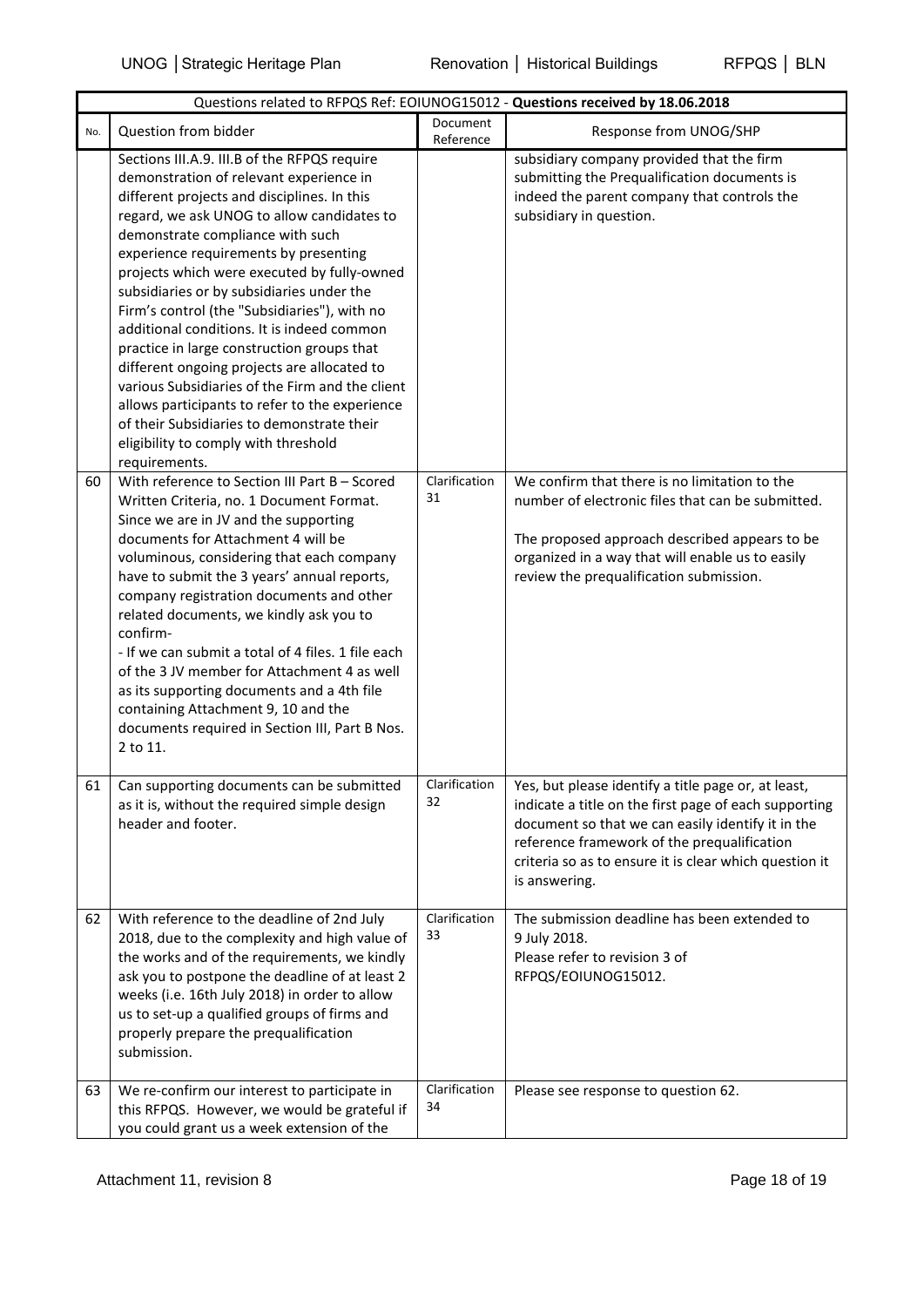| Questions related to RFPQS Ref: EOIUNOG15012 - **Questions received by 18.06.2018** | | | |
|---|---|---|---|
| No. | Question from bidder | Document Reference | Response from UNOG/SHP |
| | Sections III.A.9. III.B of the RFPQS require demonstration of relevant experience in different projects and disciplines. In this regard, we ask UNOG to allow candidates to demonstrate compliance with such experience requirements by presenting projects which were executed by fully-owned subsidiaries or by subsidiaries under the Firm's control (the "Subsidiaries"), with no additional conditions. It is indeed common practice in large construction groups that different ongoing projects are allocated to various Subsidiaries of the Firm and the client allows participants to refer to the experience of their Subsidiaries to demonstrate their eligibility to comply with threshold requirements. | | subsidiary company provided that the firm submitting the Prequalification documents is indeed the parent company that controls the subsidiary in question. |
| 60 | With reference to Section III Part B – Scored Written Criteria, no. 1 Document Format. Since we are in JV and the supporting documents for Attachment 4 will be voluminous, considering that each company have to submit the 3 years' annual reports, company registration documents and other related documents, we kindly ask you to confirm-<br>- If we can submit a total of 4 files. 1 file each of the 3 JV member for Attachment 4 as well as its supporting documents and a 4th file containing Attachment 9, 10 and the documents required in Section III, Part B Nos. 2 to 11. | Clarification 31 | We confirm that there is no limitation to the number of electronic files that can be submitted.<br><br>The proposed approach described appears to be organized in a way that will enable us to easily review the prequalification submission. |
| 61 | Can supporting documents can be submitted as it is, without the required simple design header and footer. | Clarification 32 | Yes, but please identify a title page or, at least, indicate a title on the first page of each supporting document so that we can easily identify it in the reference framework of the prequalification criteria so as to ensure it is clear which question it is answering. |
| 62 | With reference to the deadline of 2nd July 2018, due to the complexity and high value of the works and of the requirements, we kindly ask you to postpone the deadline of at least 2 weeks (i.e. 16th July 2018) in order to allow us to set-up a qualified groups of firms and properly prepare the prequalification submission. | Clarification 33 | The submission deadline has been extended to 9 July 2018.<br>Please refer to revision 3 of RFPQS/EOIUNOG15012. |
| 63 | We re-confirm our interest to participate in this RFPQS. However, we would be grateful if you could grant us a week extension of the | Clarification 34 | Please see response to question 62. |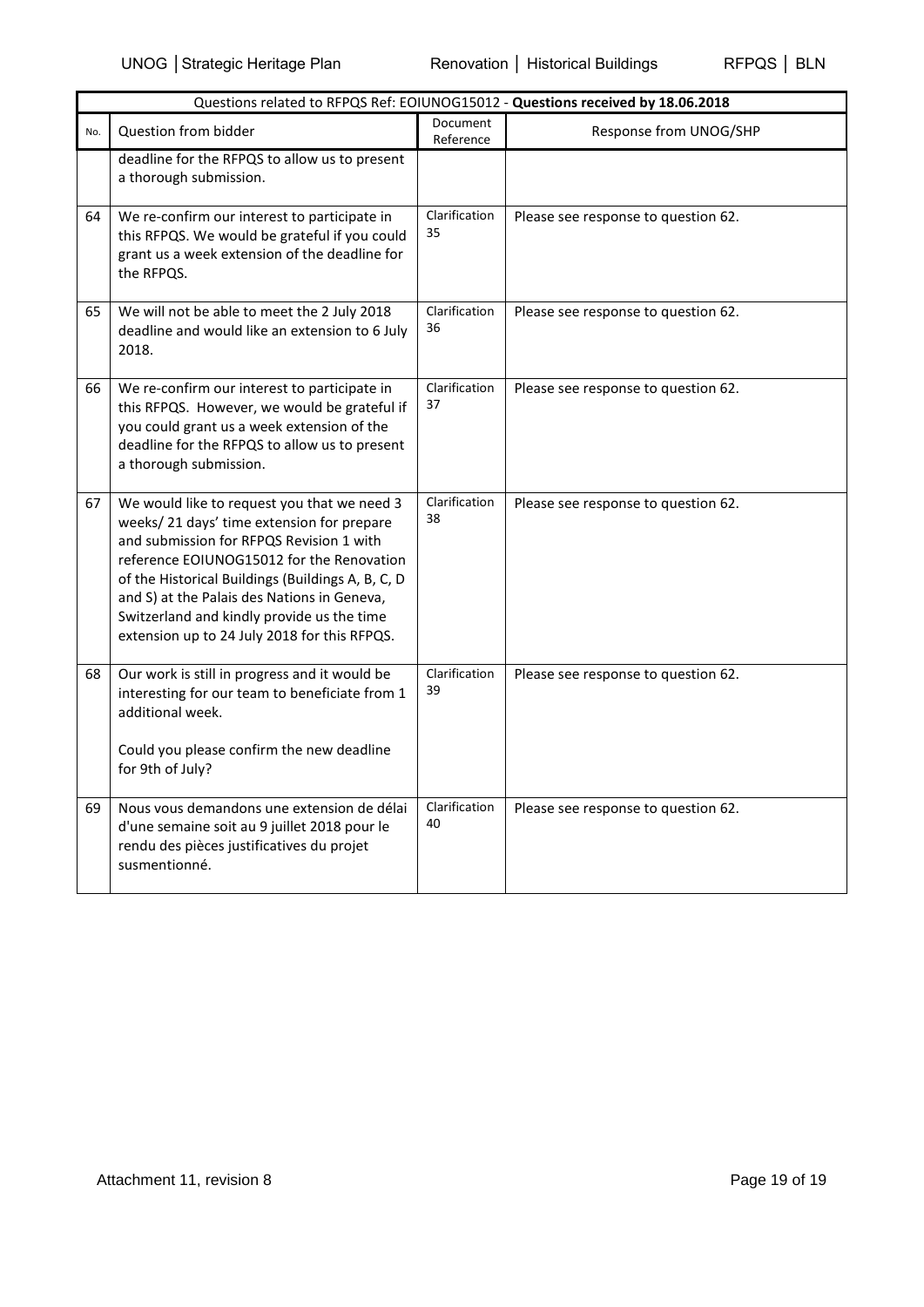| Questions related to RFPQS Ref: EOIUNOG15012 - **Questions received by 18.06.2018** | | | |
|---|---|---|---|
| No. | Question from bidder | Document Reference | Response from UNOG/SHP |
| | deadline for the RFPQS to allow us to present a thorough submission. | | |
| 64 | We re-confirm our interest to participate in this RFPQS. We would be grateful if you could grant us a week extension of the deadline for the RFPQS. | Clarification 35 | Please see response to question 62. |
| 65 | We will not be able to meet the 2 July 2018 deadline and would like an extension to 6 July 2018. | Clarification 36 | Please see response to question 62. |
| 66 | We re-confirm our interest to participate in this RFPQS. However, we would be grateful if you could grant us a week extension of the deadline for the RFPQS to allow us to present a thorough submission. | Clarification 37 | Please see response to question 62. |
| 67 | We would like to request you that we need 3 weeks/ 21 days' time extension for prepare and submission for RFPQS Revision 1 with reference EOIUNOG15012 for the Renovation of the Historical Buildings (Buildings A, B, C, D and S) at the Palais des Nations in Geneva, Switzerland and kindly provide us the time extension up to 24 July 2018 for this RFPQS. | Clarification 38 | Please see response to question 62. |
| 68 | Our work is still in progress and it would be interesting for our team to beneficiate from 1 additional week.<br><br>Could you please confirm the new deadline for 9th of July? | Clarification 39 | Please see response to question 62. |
| 69 | Nous vous demandons une extension de délai d'une semaine soit au 9 juillet 2018 pour le rendu des pièces justificatives du projet susmentionné. | Clarification 40 | Please see response to question 62. |